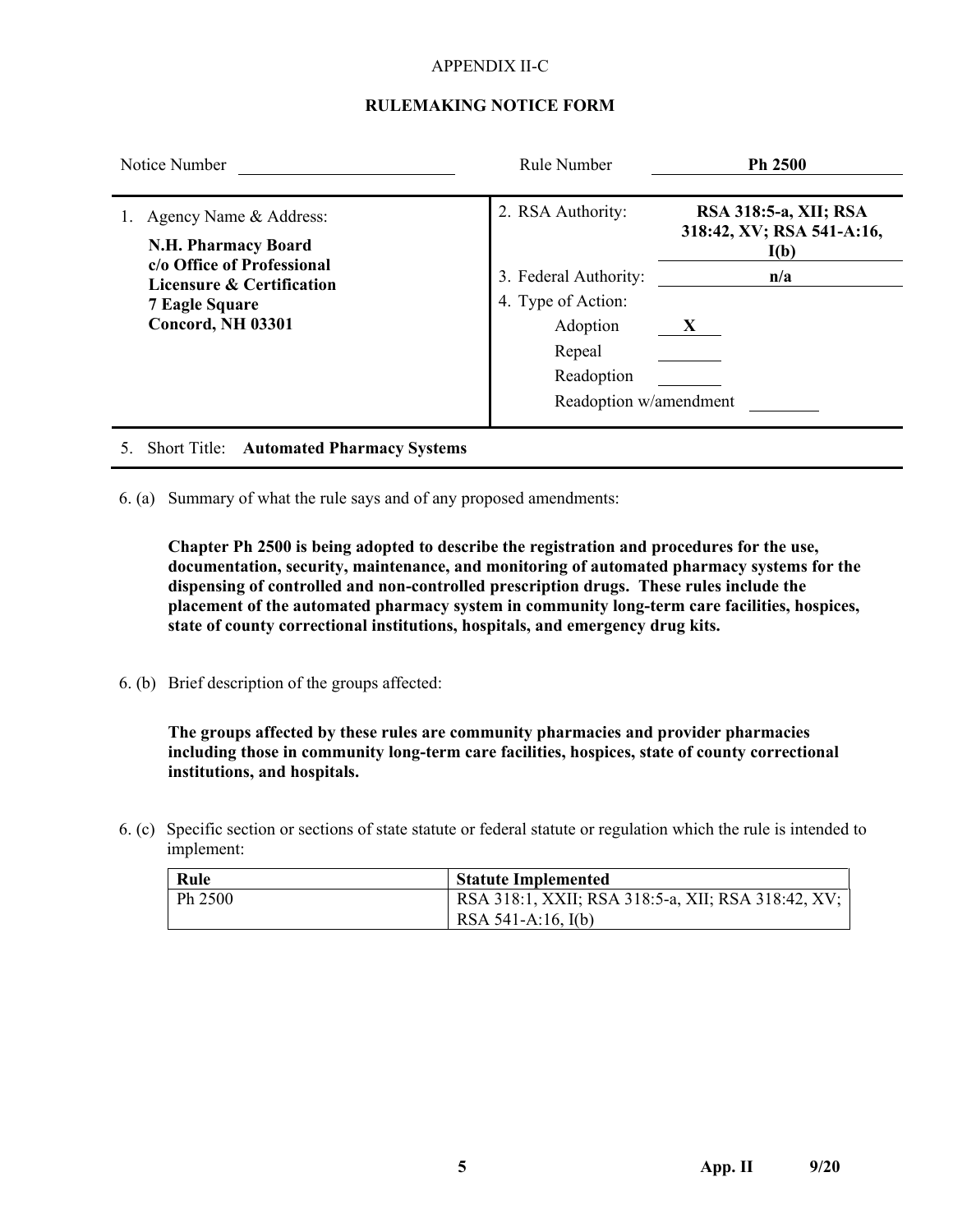APPENDIX II-C

# RULEMAKING NOTICE FORM

| Notice Number | | Rule Number | **Ph 2500** |
|---|---|---|---|

| | |
|---|---|
| 1. Agency Name & Address:<br>**N.H. Pharmacy Board**<br>**c/o Office of Professional Licensure & Certification**<br>**7 Eagle Square**<br>**Concord, NH 03301** | 2. RSA Authority: **RSA 318:5-a, XII; RSA 318:42, XV; RSA 541-A:16, I(b)**<br>3. Federal Authority: **n/a**<br>4. Type of Action:<br>Adoption **X**<br>Repeal ______<br>Readoption ______<br>Readoption w/amendment ______ |

5. Short Title: **Automated Pharmacy Systems**

6. (a) Summary of what the rule says and of any proposed amendments:

**Chapter Ph 2500 is being adopted to describe the registration and procedures for the use, documentation, security, maintenance, and monitoring of automated pharmacy systems for the dispensing of controlled and non-controlled prescription drugs. These rules include the placement of the automated pharmacy system in community long-term care facilities, hospices, state of county correctional institutions, hospitals, and emergency drug kits.**

6. (b) Brief description of the groups affected:

**The groups affected by these rules are community pharmacies and provider pharmacies including those in community long-term care facilities, hospices, state of county correctional institutions, and hospitals.**

6. (c) Specific section or sections of state statute or federal statute or regulation which the rule is intended to implement:

| Rule | Statute Implemented |
|---|---|
| Ph 2500 | RSA 318:1, XXII; RSA 318:5-a, XII; RSA 318:42, XV; RSA 541-A:16, I(b) |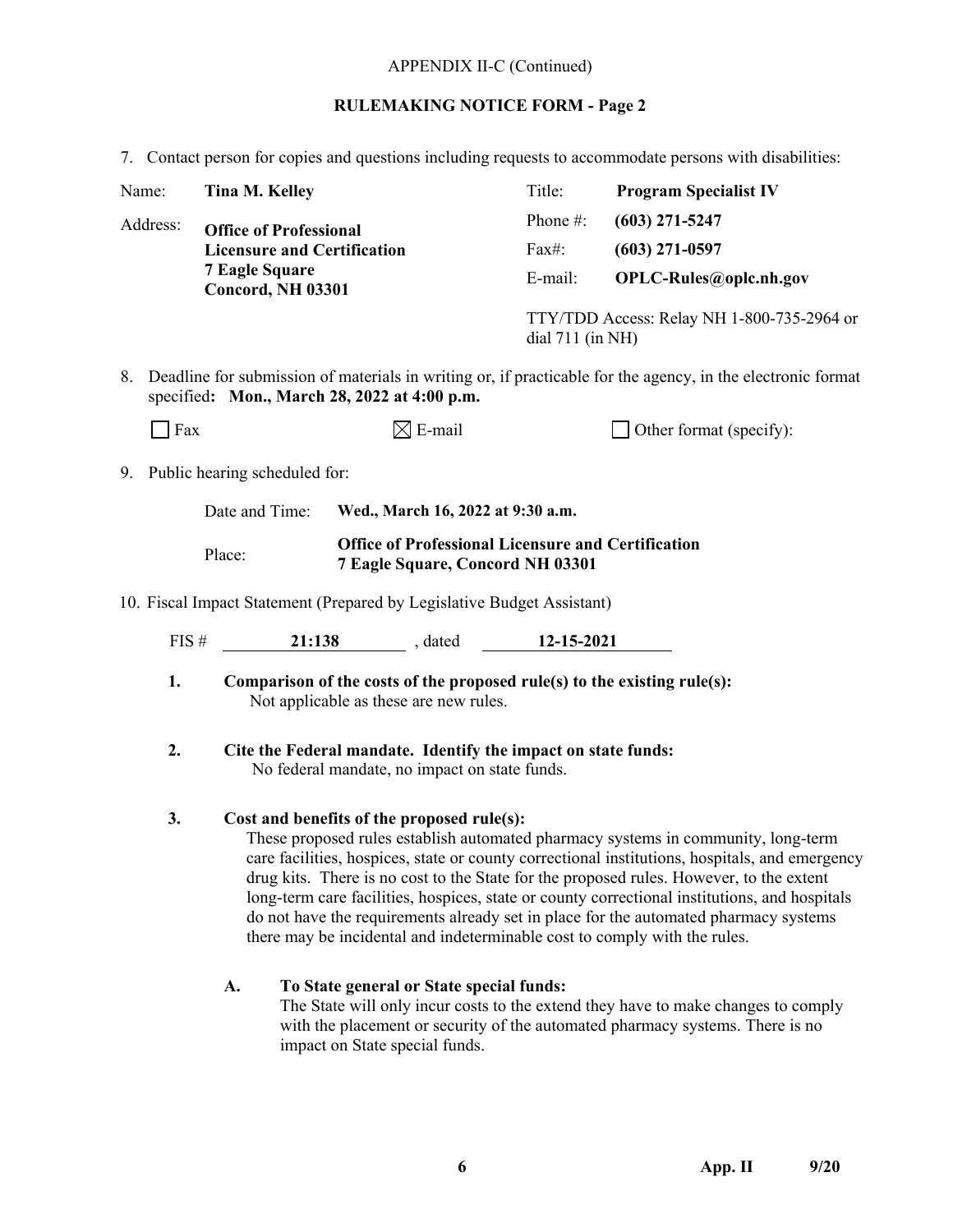APPENDIX II-C (Continued)

**RULEMAKING NOTICE FORM - Page 2**

7. Contact person for copies and questions including requests to accommodate persons with disabilities:

| | | | |
|---|---|---|---|
| Name: | **Tina M. Kelley** | Title: | **Program Specialist IV** |
| Address: | **Office of Professional Licensure and Certification 7 Eagle Square Concord, NH 03301** | Phone #: | **(603) 271-5247** |
| | | Fax#: | **(603) 271-0597** |
| | | E-mail: | **OPLC-Rules@oplc.nh.gov** |
| | | TTY/TDD Access: Relay NH 1-800-735-2964 or dial 711 (in NH) | |

8. Deadline for submission of materials in writing or, if practicable for the agency, in the electronic format specified**: Mon., March 28, 2022 at 4:00 p.m.**

☐ Fax ☒ E-mail ☐ Other format (specify):

9. Public hearing scheduled for:

Date and Time: **Wed., March 16, 2022 at 9:30 a.m.**

Place: **Office of Professional Licensure and Certification 7 Eagle Square, Concord NH 03301**

10. Fiscal Impact Statement (Prepared by Legislative Budget Assistant)

FIS # **21:138** , dated **12-15-2021**

**1. Comparison of the costs of the proposed rule(s) to the existing rule(s):**
Not applicable as these are new rules.

**2. Cite the Federal mandate. Identify the impact on state funds:**
No federal mandate, no impact on state funds.

**3. Cost and benefits of the proposed rule(s):**
These proposed rules establish automated pharmacy systems in community, long-term care facilities, hospices, state or county correctional institutions, hospitals, and emergency drug kits. There is no cost to the State for the proposed rules. However, to the extent long-term care facilities, hospices, state or county correctional institutions, and hospitals do not have the requirements already set in place for the automated pharmacy systems there may be incidental and indeterminable cost to comply with the rules.

**A. To State general or State special funds:**
The State will only incur costs to the extend they have to make changes to comply with the placement or security of the automated pharmacy systems. There is no impact on State special funds.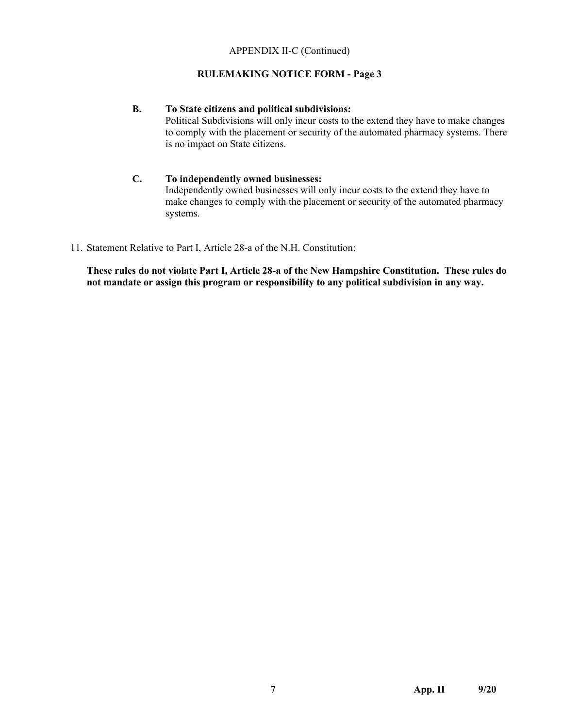APPENDIX II-C (Continued)

**RULEMAKING NOTICE FORM - Page 3**

**B. To State citizens and political subdivisions:**
Political Subdivisions will only incur costs to the extend they have to make changes to comply with the placement or security of the automated pharmacy systems. There is no impact on State citizens.

**C. To independently owned businesses:**
Independently owned businesses will only incur costs to the extend they have to make changes to comply with the placement or security of the automated pharmacy systems.

11. Statement Relative to Part I, Article 28-a of the N.H. Constitution:

**These rules do not violate Part I, Article 28-a of the New Hampshire Constitution. These rules do not mandate or assign this program or responsibility to any political subdivision in any way.**